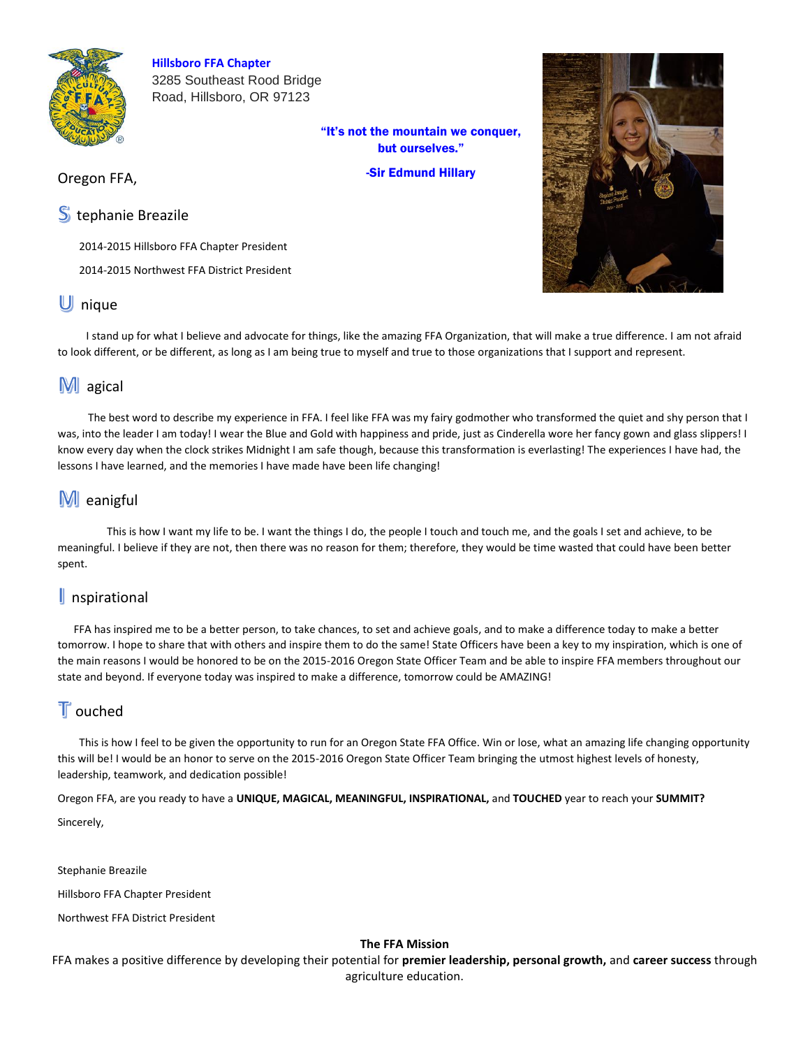**Hillsboro FFA Chapter**
3285 Southeast Rood Bridge Road, Hillsboro, OR 97123

**"It's not the mountain we conquer, but ourselves."**

**-Sir Edmund Hillary**

Oregon FFA,

## S tephanie Breazile

2014-2015 Hillsboro FFA Chapter President

2014-2015 Northwest FFA District President

## U nique

I stand up for what I believe and advocate for things, like the amazing FFA Organization, that will make a true difference. I am not afraid to look different, or be different, as long as I am being true to myself and true to those organizations that I support and represent.

## M agical

The best word to describe my experience in FFA. I feel like FFA was my fairy godmother who transformed the quiet and shy person that I was, into the leader I am today! I wear the Blue and Gold with happiness and pride, just as Cinderella wore her fancy gown and glass slippers! I know every day when the clock strikes Midnight I am safe though, because this transformation is everlasting! The experiences I have had, the lessons I have learned, and the memories I have made have been life changing!

## M eanigful

This is how I want my life to be. I want the things I do, the people I touch and touch me, and the goals I set and achieve, to be meaningful. I believe if they are not, then there was no reason for them; therefore, they would be time wasted that could have been better spent.

## I nspirational

FFA has inspired me to be a better person, to take chances, to set and achieve goals, and to make a difference today to make a better tomorrow. I hope to share that with others and inspire them to do the same! State Officers have been a key to my inspiration, which is one of the main reasons I would be honored to be on the 2015-2016 Oregon State Officer Team and be able to inspire FFA members throughout our state and beyond. If everyone today was inspired to make a difference, tomorrow could be AMAZING!

## T ouched

This is how I feel to be given the opportunity to run for an Oregon State FFA Office. Win or lose, what an amazing life changing opportunity this will be! I would be an honor to serve on the 2015-2016 Oregon State Officer Team bringing the utmost highest levels of honesty, leadership, teamwork, and dedication possible!

Oregon FFA, are you ready to have a **UNIQUE, MAGICAL, MEANINGFUL, INSPIRATIONAL,** and **TOUCHED** year to reach your **SUMMIT?**

Sincerely,

Stephanie Breazile

Hillsboro FFA Chapter President

Northwest FFA District President

**The FFA Mission**

FFA makes a positive difference by developing their potential for **premier leadership, personal growth,** and **career success** through agriculture education.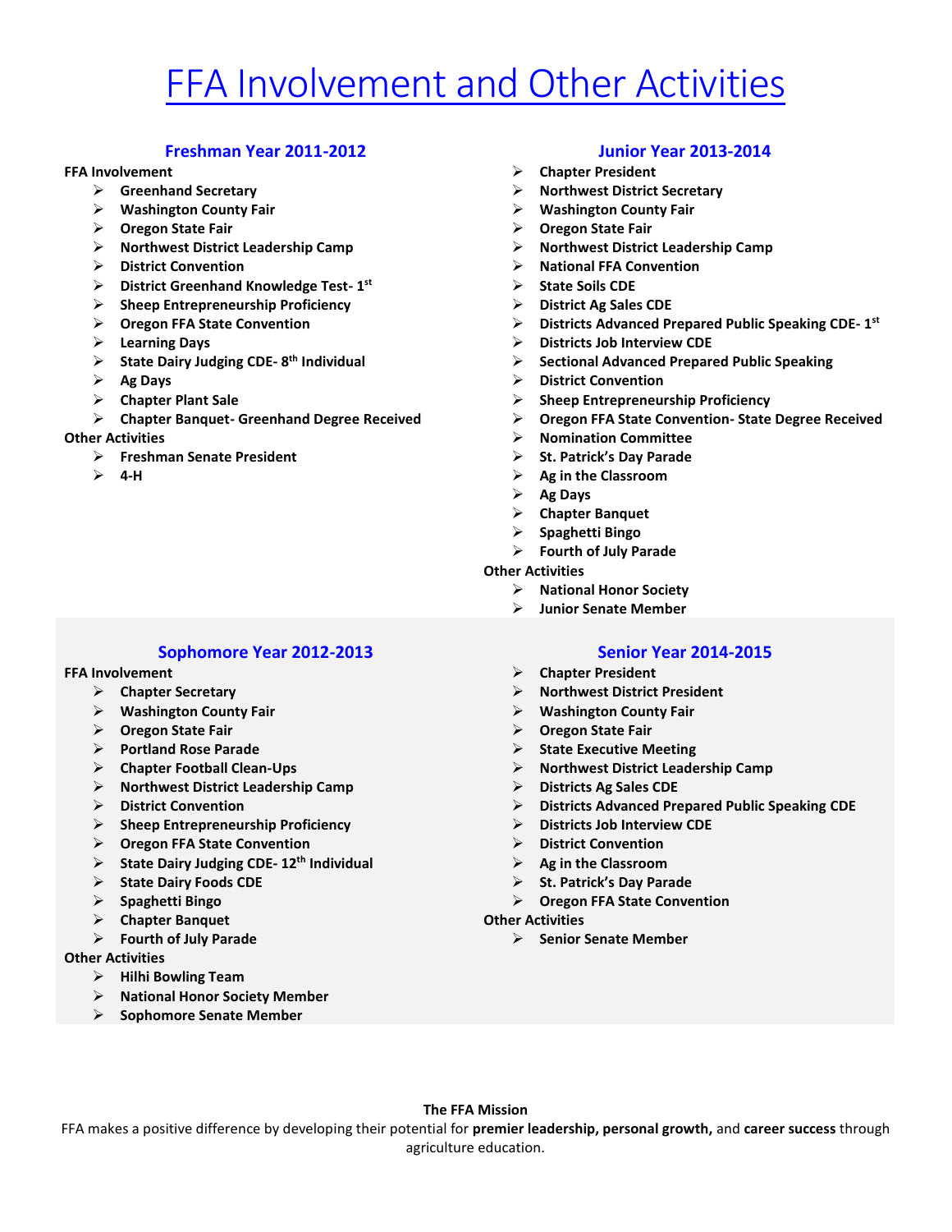# FFA Involvement and Other Activities

### Freshman Year 2011-2012

**FFA Involvement**

- **Greenhand Secretary**
- **Washington County Fair**
- **Oregon State Fair**
- **Northwest District Leadership Camp**
- **District Convention**
- **District Greenhand Knowledge Test- 1st**
- **Sheep Entrepreneurship Proficiency**
- **Oregon FFA State Convention**
- **Learning Days**
- **State Dairy Judging CDE- 8th Individual**
- **Ag Days**
- **Chapter Plant Sale**
- **Chapter Banquet- Greenhand Degree Received**

**Other Activities**

- **Freshman Senate President**
- **4-H**

### Sophomore Year 2012-2013

**FFA Involvement**

- **Chapter Secretary**
- **Washington County Fair**
- **Oregon State Fair**
- **Portland Rose Parade**
- **Chapter Football Clean-Ups**
- **Northwest District Leadership Camp**
- **District Convention**
- **Sheep Entrepreneurship Proficiency**
- **Oregon FFA State Convention**
- **State Dairy Judging CDE- 12th Individual**
- **State Dairy Foods CDE**
- **Spaghetti Bingo**
- **Chapter Banquet**
- **Fourth of July Parade**

**Other Activities**

- **Hilhi Bowling Team**
- **National Honor Society Member**
- **Sophomore Senate Member**

### Junior Year 2013-2014

- **Chapter President**
- **Northwest District Secretary**
- **Washington County Fair**
- **Oregon State Fair**
- **Northwest District Leadership Camp**
- **National FFA Convention**
- **State Soils CDE**
- **District Ag Sales CDE**
- **Districts Advanced Prepared Public Speaking CDE- 1st**
- **Districts Job Interview CDE**
- **Sectional Advanced Prepared Public Speaking**
- **District Convention**
- **Sheep Entrepreneurship Proficiency**
- **Oregon FFA State Convention- State Degree Received**
- **Nomination Committee**
- **St. Patrick's Day Parade**
- **Ag in the Classroom**
- **Ag Days**
- **Chapter Banquet**
- **Spaghetti Bingo**
- **Fourth of July Parade**

**Other Activities**

- **National Honor Society**
- **Junior Senate Member**

### Senior Year 2014-2015

- **Chapter President**
- **Northwest District President**
- **Washington County Fair**
- **Oregon State Fair**
- **State Executive Meeting**
- **Northwest District Leadership Camp**
- **Districts Ag Sales CDE**
- **Districts Advanced Prepared Public Speaking CDE**
- **Districts Job Interview CDE**
- **District Convention**
- **Ag in the Classroom**
- **St. Patrick's Day Parade**
- **Oregon FFA State Convention**

**Other Activities**

- **Senior Senate Member**

**The FFA Mission**

FFA makes a positive difference by developing their potential for **premier leadership, personal growth,** and **career success** through agriculture education.